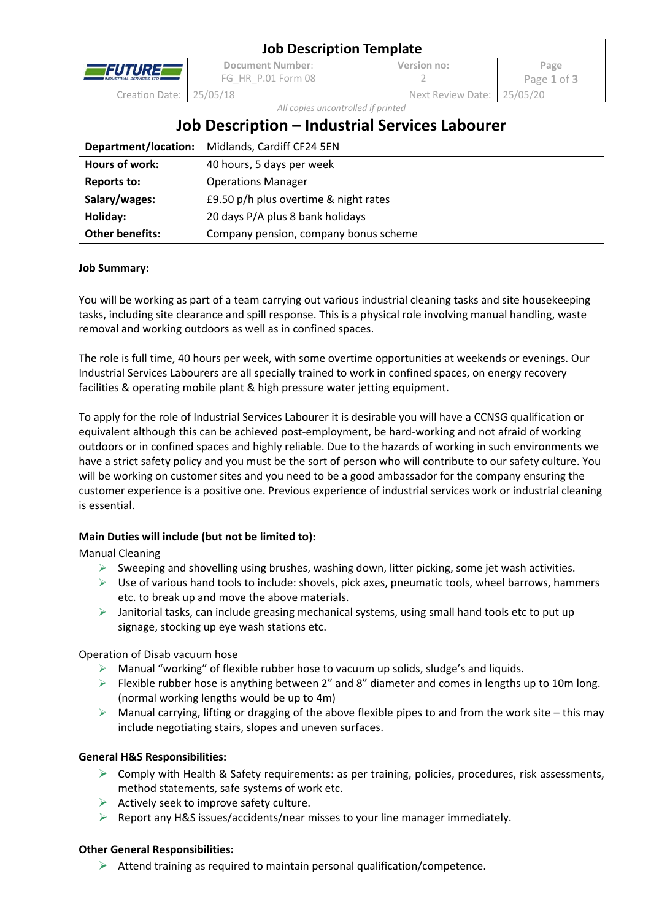| Job Description Template | | | |
|---|---|---|---|
| FUTURE INDUSTRIAL SERVICES LTD | Document Number: FG_HR_P.01 Form 08 | Version no: 2 | Page Page 1 of 3 |
| Creation Date: 25/05/18 | | Next Review Date: 25/05/20 | |

*All copies uncontrolled if printed*

# Job Description – Industrial Services Labourer

| **Department/location:** | Midlands, Cardiff CF24 5EN |
|---|---|
| **Hours of work:** | 40 hours, 5 days per week |
| **Reports to:** | Operations Manager |
| **Salary/wages:** | £9.50 p/h plus overtime & night rates |
| **Holiday:** | 20 days P/A plus 8 bank holidays |
| **Other benefits:** | Company pension, company bonus scheme |

**Job Summary:**

You will be working as part of a team carrying out various industrial cleaning tasks and site housekeeping tasks, including site clearance and spill response. This is a physical role involving manual handling, waste removal and working outdoors as well as in confined spaces.

The role is full time, 40 hours per week, with some overtime opportunities at weekends or evenings. Our Industrial Services Labourers are all specially trained to work in confined spaces, on energy recovery facilities & operating mobile plant & high pressure water jetting equipment.

To apply for the role of Industrial Services Labourer it is desirable you will have a CCNSG qualification or equivalent although this can be achieved post-employment, be hard-working and not afraid of working outdoors or in confined spaces and highly reliable. Due to the hazards of working in such environments we have a strict safety policy and you must be the sort of person who will contribute to our safety culture. You will be working on customer sites and you need to be a good ambassador for the company ensuring the customer experience is a positive one. Previous experience of industrial services work or industrial cleaning is essential.

**Main Duties will include (but not be limited to):**

Manual Cleaning

- Sweeping and shovelling using brushes, washing down, litter picking, some jet wash activities.
- Use of various hand tools to include: shovels, pick axes, pneumatic tools, wheel barrows, hammers etc. to break up and move the above materials.
- Janitorial tasks, can include greasing mechanical systems, using small hand tools etc to put up signage, stocking up eye wash stations etc.

Operation of Disab vacuum hose

- Manual "working" of flexible rubber hose to vacuum up solids, sludge's and liquids.
- Flexible rubber hose is anything between 2" and 8" diameter and comes in lengths up to 10m long. (normal working lengths would be up to 4m)
- Manual carrying, lifting or dragging of the above flexible pipes to and from the work site – this may include negotiating stairs, slopes and uneven surfaces.

**General H&S Responsibilities:**

- Comply with Health & Safety requirements: as per training, policies, procedures, risk assessments, method statements, safe systems of work etc.
- Actively seek to improve safety culture.
- Report any H&S issues/accidents/near misses to your line manager immediately.

**Other General Responsibilities:**

- Attend training as required to maintain personal qualification/competence.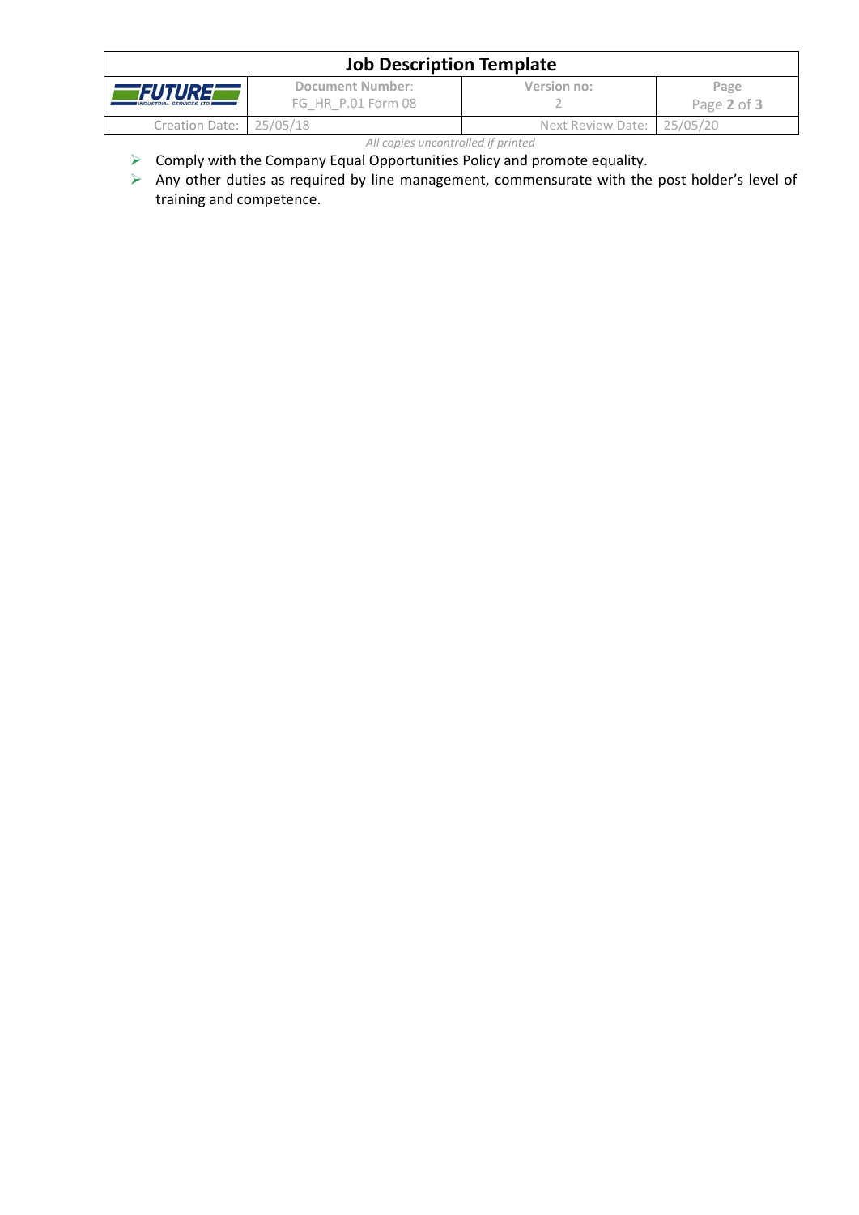- Comply with the Company Equal Opportunities Policy and promote equality.
- Any other duties as required by line management, commensurate with the post holder's level of training and competence.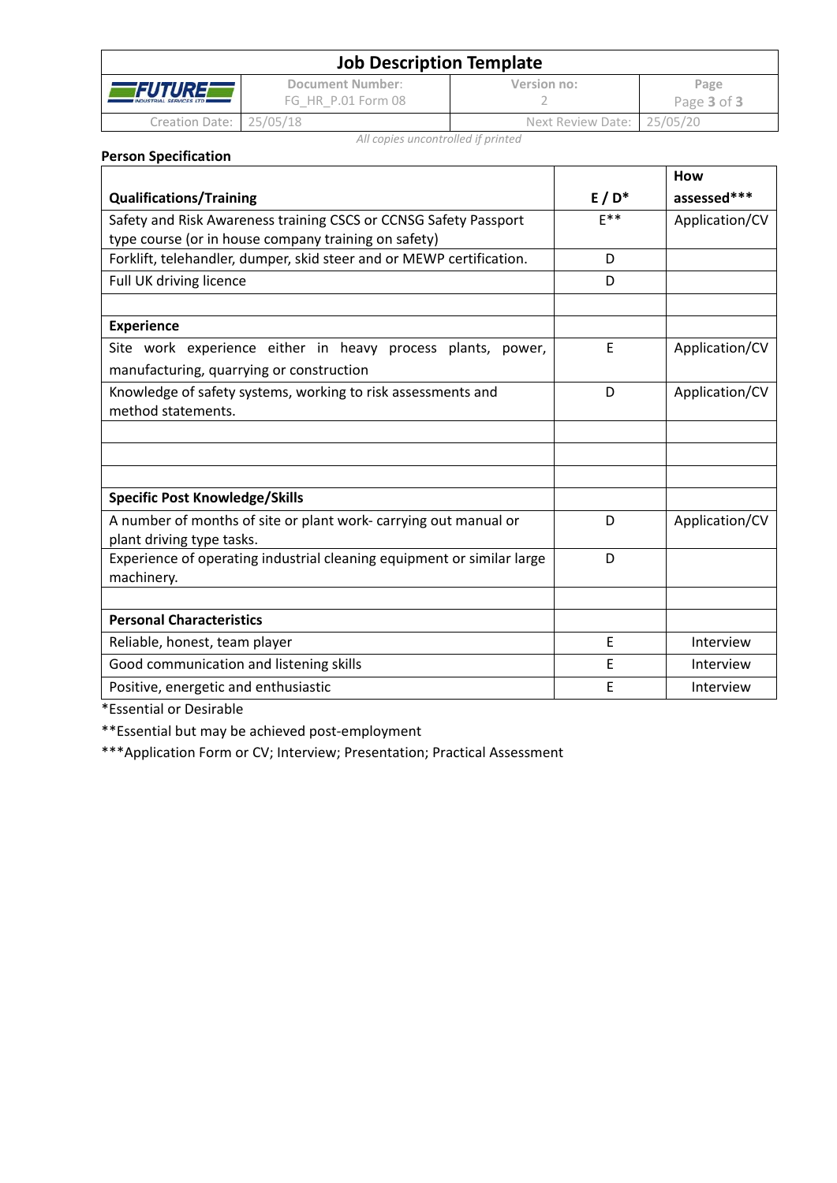**Person Specification**

| Qualifications/Training | E / D* | How assessed*** |
|---|---|---|
| Safety and Risk Awareness training CSCS or CCNSG Safety Passport type course (or in house company training on safety) | E** | Application/CV |
| Forklift, telehandler, dumper, skid steer and or MEWP certification. | D | |
| Full UK driving licence | D | |
| | | |
| **Experience** | | |
| Site work experience either in heavy process plants, power, manufacturing, quarrying or construction | E | Application/CV |
| Knowledge of safety systems, working to risk assessments and method statements. | D | Application/CV |
| | | |
| | | |
| | | |
| **Specific Post Knowledge/Skills** | | |
| A number of months of site or plant work- carrying out manual or plant driving type tasks. | D | Application/CV |
| Experience of operating industrial cleaning equipment or similar large machinery. | D | |
| | | |
| **Personal Characteristics** | | |
| Reliable, honest, team player | E | Interview |
| Good communication and listening skills | E | Interview |
| Positive, energetic and enthusiastic | E | Interview |

*Essential or Desirable

**Essential but may be achieved post-employment

***Application Form or CV; Interview; Presentation; Practical Assessment